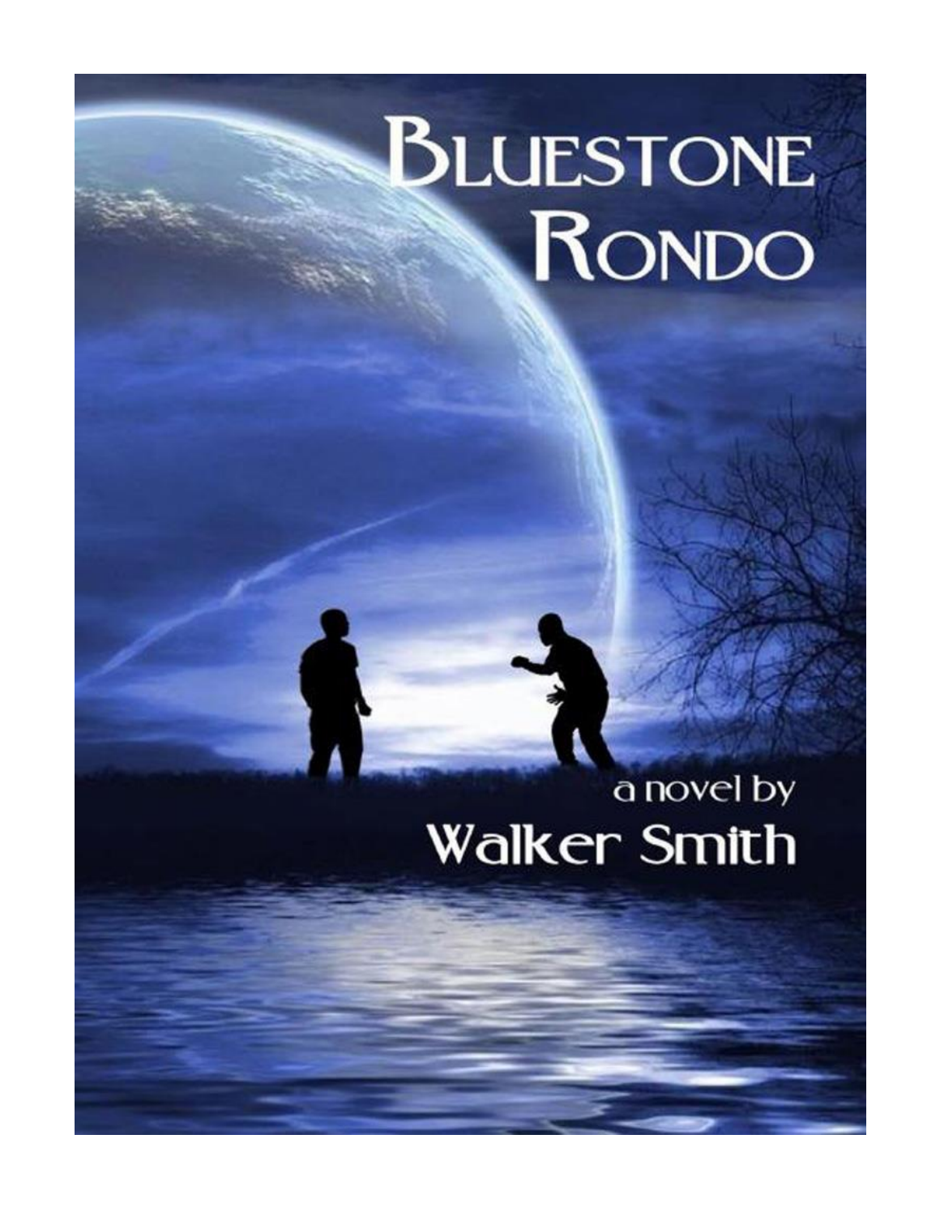# Bluestone Rondo

a novel by

**Walker Smith**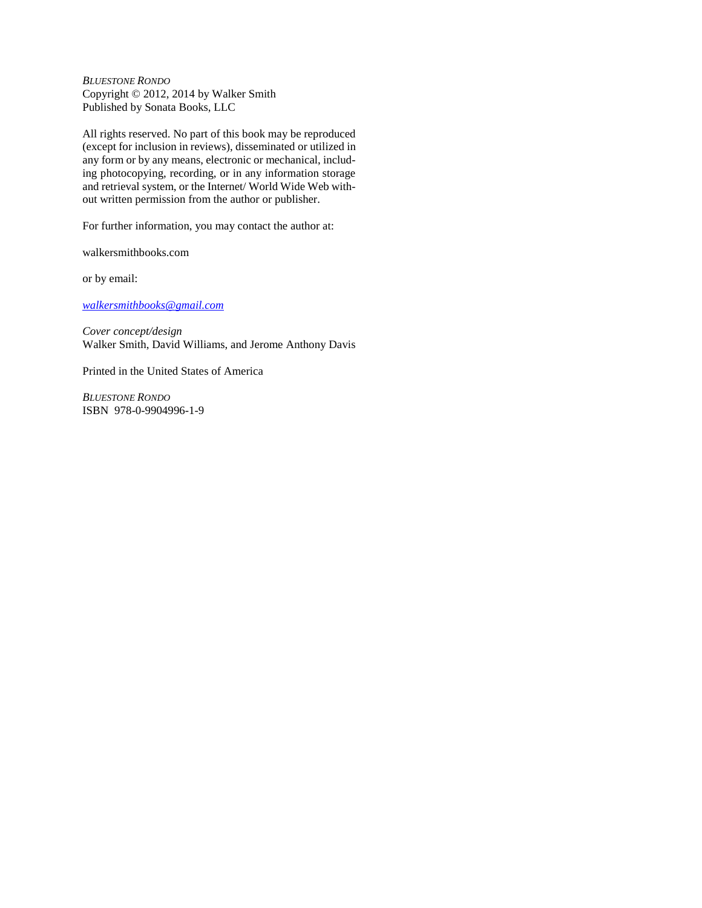*Bluestone Rondo*
Copyright © 2012, 2014 by Walker Smith
Published by Sonata Books, LLC

All rights reserved. No part of this book may be reproduced (except for inclusion in reviews), disseminated or utilized in any form or by any means, electronic or mechanical, including photocopying, recording, or in any information storage and retrieval system, or the Internet/ World Wide Web without written permission from the author or publisher.

For further information, you may contact the author at:

walkersmithbooks.com

or by email:

*walkersmithbooks@gmail.com*

*Cover concept/design*
Walker Smith, David Williams, and Jerome Anthony Davis

Printed in the United States of America

*Bluestone Rondo*
ISBN 978-0-9904996-1-9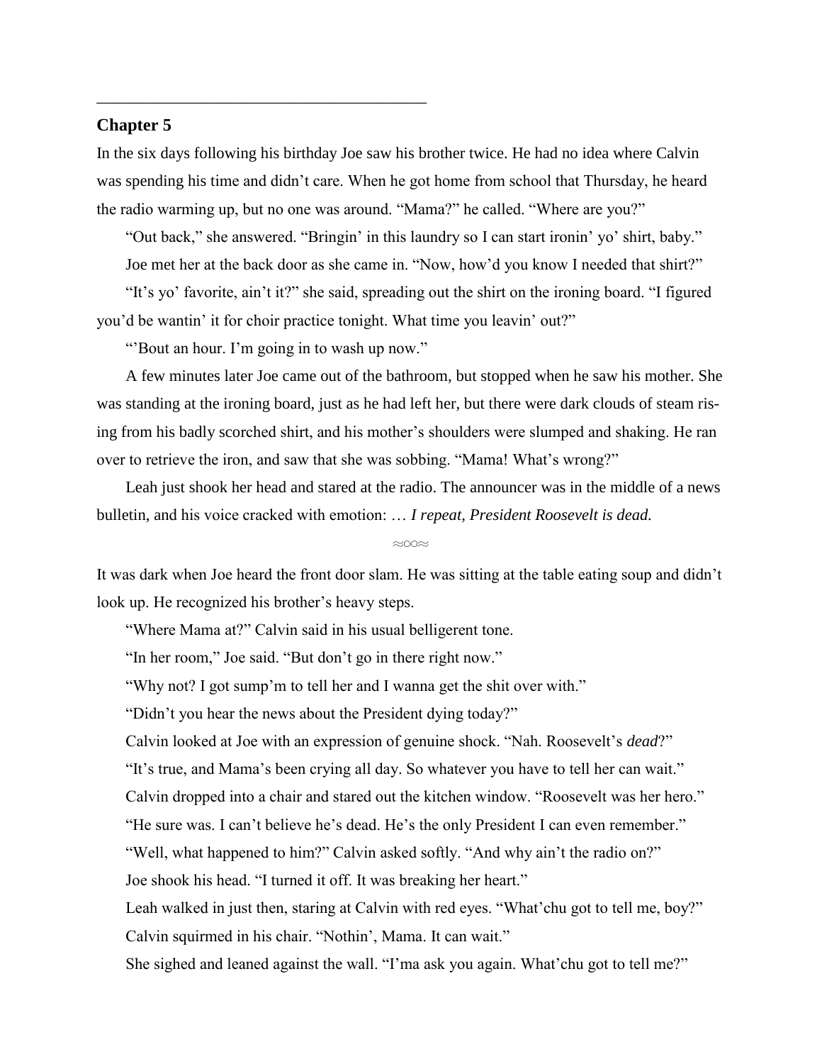## Chapter 5

In the six days following his birthday Joe saw his brother twice. He had no idea where Calvin was spending his time and didn't care. When he got home from school that Thursday, he heard the radio warming up, but no one was around. "Mama?" he called. "Where are you?"

"Out back," she answered. "Bringin' in this laundry so I can start ironin' yo' shirt, baby."

Joe met her at the back door as she came in. "Now, how'd you know I needed that shirt?"

"It's yo' favorite, ain't it?" she said, spreading out the shirt on the ironing board. "I figured you'd be wantin' it for choir practice tonight. What time you leavin' out?"

"'Bout an hour. I'm going in to wash up now."

A few minutes later Joe came out of the bathroom, but stopped when he saw his mother. She was standing at the ironing board, just as he had left her, but there were dark clouds of steam rising from his badly scorched shirt, and his mother's shoulders were slumped and shaking. He ran over to retrieve the iron, and saw that she was sobbing. "Mama! What's wrong?"

Leah just shook her head and stared at the radio. The announcer was in the middle of a news bulletin, and his voice cracked with emotion: … *I repeat, President Roosevelt is dead.*

≈○○≈

It was dark when Joe heard the front door slam. He was sitting at the table eating soup and didn't look up. He recognized his brother's heavy steps.

"Where Mama at?" Calvin said in his usual belligerent tone.

"In her room," Joe said. "But don't go in there right now."

"Why not? I got sump'm to tell her and I wanna get the shit over with."

"Didn't you hear the news about the President dying today?"

Calvin looked at Joe with an expression of genuine shock. "Nah. Roosevelt's *dead*?"

"It's true, and Mama's been crying all day. So whatever you have to tell her can wait."

Calvin dropped into a chair and stared out the kitchen window. "Roosevelt was her hero."

"He sure was. I can't believe he's dead. He's the only President I can even remember."

"Well, what happened to him?" Calvin asked softly. "And why ain't the radio on?"

Joe shook his head. "I turned it off. It was breaking her heart."

Leah walked in just then, staring at Calvin with red eyes. "What'chu got to tell me, boy?"

Calvin squirmed in his chair. "Nothin', Mama. It can wait."

She sighed and leaned against the wall. "I'ma ask you again. What'chu got to tell me?"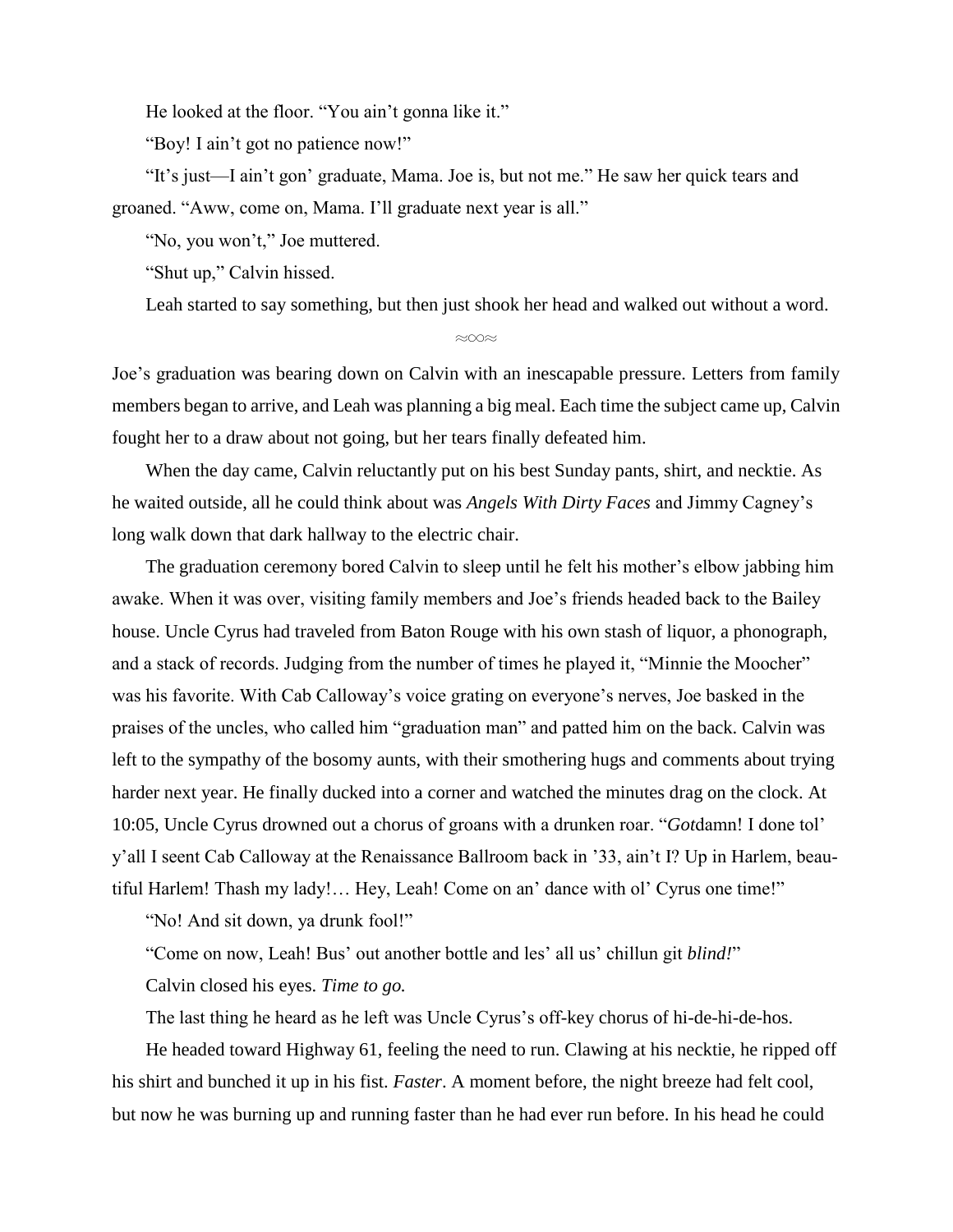He looked at the floor. "You ain't gonna like it."

"Boy! I ain't got no patience now!"

"It's just—I ain't gon' graduate, Mama. Joe is, but not me." He saw her quick tears and groaned. "Aww, come on, Mama. I'll graduate next year is all."

"No, you won't," Joe muttered.

"Shut up," Calvin hissed.

Leah started to say something, but then just shook her head and walked out without a word.

≈∞≈

Joe's graduation was bearing down on Calvin with an inescapable pressure. Letters from family members began to arrive, and Leah was planning a big meal. Each time the subject came up, Calvin fought her to a draw about not going, but her tears finally defeated him.

When the day came, Calvin reluctantly put on his best Sunday pants, shirt, and necktie. As he waited outside, all he could think about was *Angels With Dirty Faces* and Jimmy Cagney's long walk down that dark hallway to the electric chair.

The graduation ceremony bored Calvin to sleep until he felt his mother's elbow jabbing him awake. When it was over, visiting family members and Joe's friends headed back to the Bailey house. Uncle Cyrus had traveled from Baton Rouge with his own stash of liquor, a phonograph, and a stack of records. Judging from the number of times he played it, "Minnie the Moocher" was his favorite. With Cab Calloway's voice grating on everyone's nerves, Joe basked in the praises of the uncles, who called him "graduation man" and patted him on the back. Calvin was left to the sympathy of the bosomy aunts, with their smothering hugs and comments about trying harder next year. He finally ducked into a corner and watched the minutes drag on the clock. At 10:05, Uncle Cyrus drowned out a chorus of groans with a drunken roar. "*Got*damn! I done tol' y'all I seent Cab Calloway at the Renaissance Ballroom back in '33, ain't I? Up in Harlem, beautiful Harlem! Thash my lady!… Hey, Leah! Come on an' dance with ol' Cyrus one time!"

"No! And sit down, ya drunk fool!"

"Come on now, Leah! Bus' out another bottle and les' all us' chillun git *blind!*"

Calvin closed his eyes. *Time to go.*

The last thing he heard as he left was Uncle Cyrus's off-key chorus of hi-de-hi-de-hos.

He headed toward Highway 61, feeling the need to run. Clawing at his necktie, he ripped off his shirt and bunched it up in his fist. *Faster*. A moment before, the night breeze had felt cool, but now he was burning up and running faster than he had ever run before. In his head he could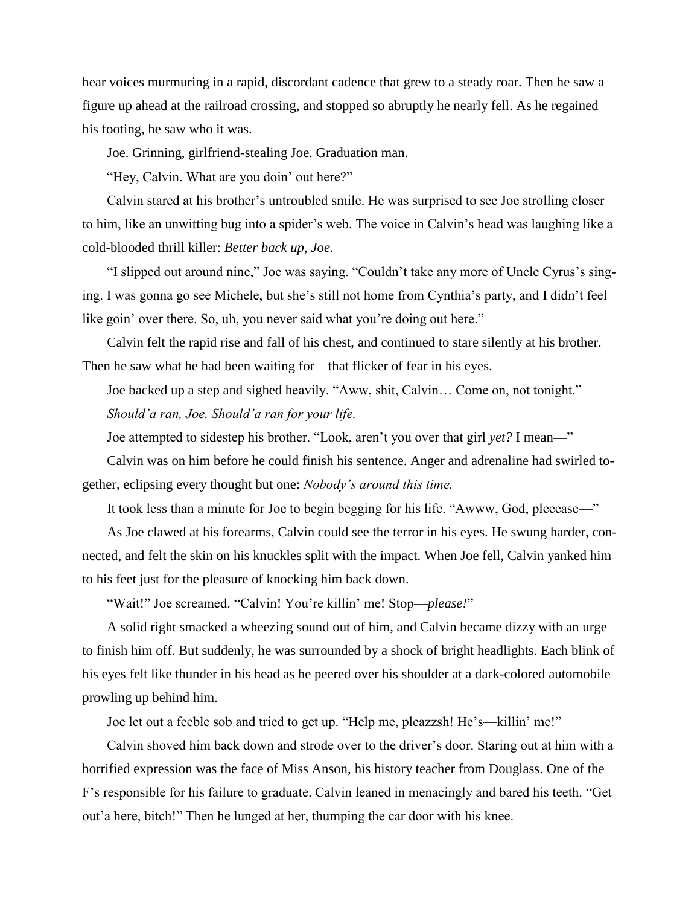hear voices murmuring in a rapid, discordant cadence that grew to a steady roar. Then he saw a figure up ahead at the railroad crossing, and stopped so abruptly he nearly fell. As he regained his footing, he saw who it was.

Joe. Grinning, girlfriend-stealing Joe. Graduation man.

"Hey, Calvin. What are you doin' out here?"

Calvin stared at his brother's untroubled smile. He was surprised to see Joe strolling closer to him, like an unwitting bug into a spider's web. The voice in Calvin's head was laughing like a cold-blooded thrill killer: *Better back up, Joe.*

"I slipped out around nine," Joe was saying. "Couldn't take any more of Uncle Cyrus's singing. I was gonna go see Michele, but she's still not home from Cynthia's party, and I didn't feel like goin' over there. So, uh, you never said what you're doing out here."

Calvin felt the rapid rise and fall of his chest, and continued to stare silently at his brother. Then he saw what he had been waiting for—that flicker of fear in his eyes.

Joe backed up a step and sighed heavily. "Aww, shit, Calvin… Come on, not tonight."

*Should'a ran, Joe. Should'a ran for your life.*

Joe attempted to sidestep his brother. "Look, aren't you over that girl *yet?* I mean—"

Calvin was on him before he could finish his sentence. Anger and adrenaline had swirled together, eclipsing every thought but one: *Nobody's around this time.*

It took less than a minute for Joe to begin begging for his life. "Awww, God, pleeease—"

As Joe clawed at his forearms, Calvin could see the terror in his eyes. He swung harder, connected, and felt the skin on his knuckles split with the impact. When Joe fell, Calvin yanked him to his feet just for the pleasure of knocking him back down.

"Wait!" Joe screamed. "Calvin! You're killin' me! Stop—*please!*"

A solid right smacked a wheezing sound out of him, and Calvin became dizzy with an urge to finish him off. But suddenly, he was surrounded by a shock of bright headlights. Each blink of his eyes felt like thunder in his head as he peered over his shoulder at a dark-colored automobile prowling up behind him.

Joe let out a feeble sob and tried to get up. "Help me, pleazzsh! He's—killin' me!"

Calvin shoved him back down and strode over to the driver's door. Staring out at him with a horrified expression was the face of Miss Anson, his history teacher from Douglass. One of the F's responsible for his failure to graduate. Calvin leaned in menacingly and bared his teeth. "Get out'a here, bitch!" Then he lunged at her, thumping the car door with his knee.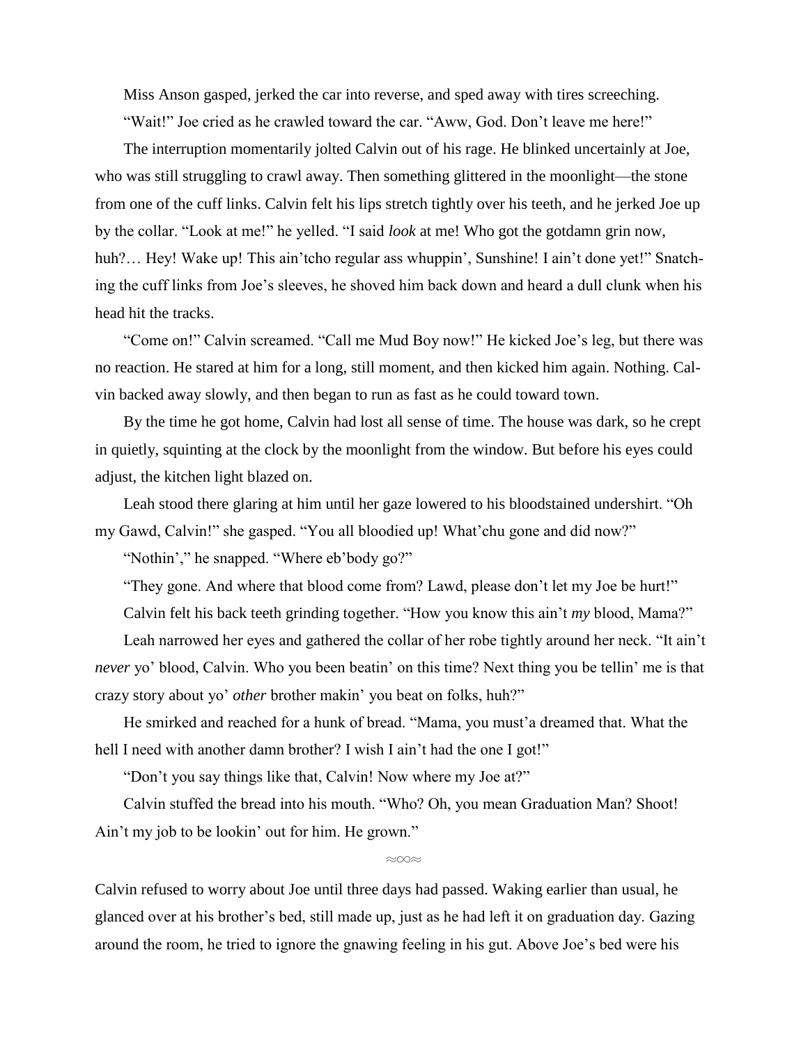Miss Anson gasped, jerked the car into reverse, and sped away with tires screeching.

"Wait!" Joe cried as he crawled toward the car. "Aww, God. Don't leave me here!"

The interruption momentarily jolted Calvin out of his rage. He blinked uncertainly at Joe, who was still struggling to crawl away. Then something glittered in the moonlight—the stone from one of the cuff links. Calvin felt his lips stretch tightly over his teeth, and he jerked Joe up by the collar. "Look at me!" he yelled. "I said *look* at me! Who got the gotdamn grin now, huh?… Hey! Wake up! This ain'tcho regular ass whuppin', Sunshine! I ain't done yet!" Snatching the cuff links from Joe's sleeves, he shoved him back down and heard a dull clunk when his head hit the tracks.

"Come on!" Calvin screamed. "Call me Mud Boy now!" He kicked Joe's leg, but there was no reaction. He stared at him for a long, still moment, and then kicked him again. Nothing. Calvin backed away slowly, and then began to run as fast as he could toward town.

By the time he got home, Calvin had lost all sense of time. The house was dark, so he crept in quietly, squinting at the clock by the moonlight from the window. But before his eyes could adjust, the kitchen light blazed on.

Leah stood there glaring at him until her gaze lowered to his bloodstained undershirt. "Oh my Gawd, Calvin!" she gasped. "You all bloodied up! What'chu gone and did now?"

"Nothin'," he snapped. "Where eb'body go?"

"They gone. And where that blood come from? Lawd, please don't let my Joe be hurt!"

Calvin felt his back teeth grinding together. "How you know this ain't *my* blood, Mama?"

Leah narrowed her eyes and gathered the collar of her robe tightly around her neck. "It ain't *never* yo' blood, Calvin. Who you been beatin' on this time? Next thing you be tellin' me is that crazy story about yo' *other* brother makin' you beat on folks, huh?"

He smirked and reached for a hunk of bread. "Mama, you must'a dreamed that. What the hell I need with another damn brother? I wish I ain't had the one I got!"

"Don't you say things like that, Calvin! Now where my Joe at?"

Calvin stuffed the bread into his mouth. "Who? Oh, you mean Graduation Man? Shoot! Ain't my job to be lookin' out for him. He grown."

≈∞≈

Calvin refused to worry about Joe until three days had passed. Waking earlier than usual, he glanced over at his brother's bed, still made up, just as he had left it on graduation day. Gazing around the room, he tried to ignore the gnawing feeling in his gut. Above Joe's bed were his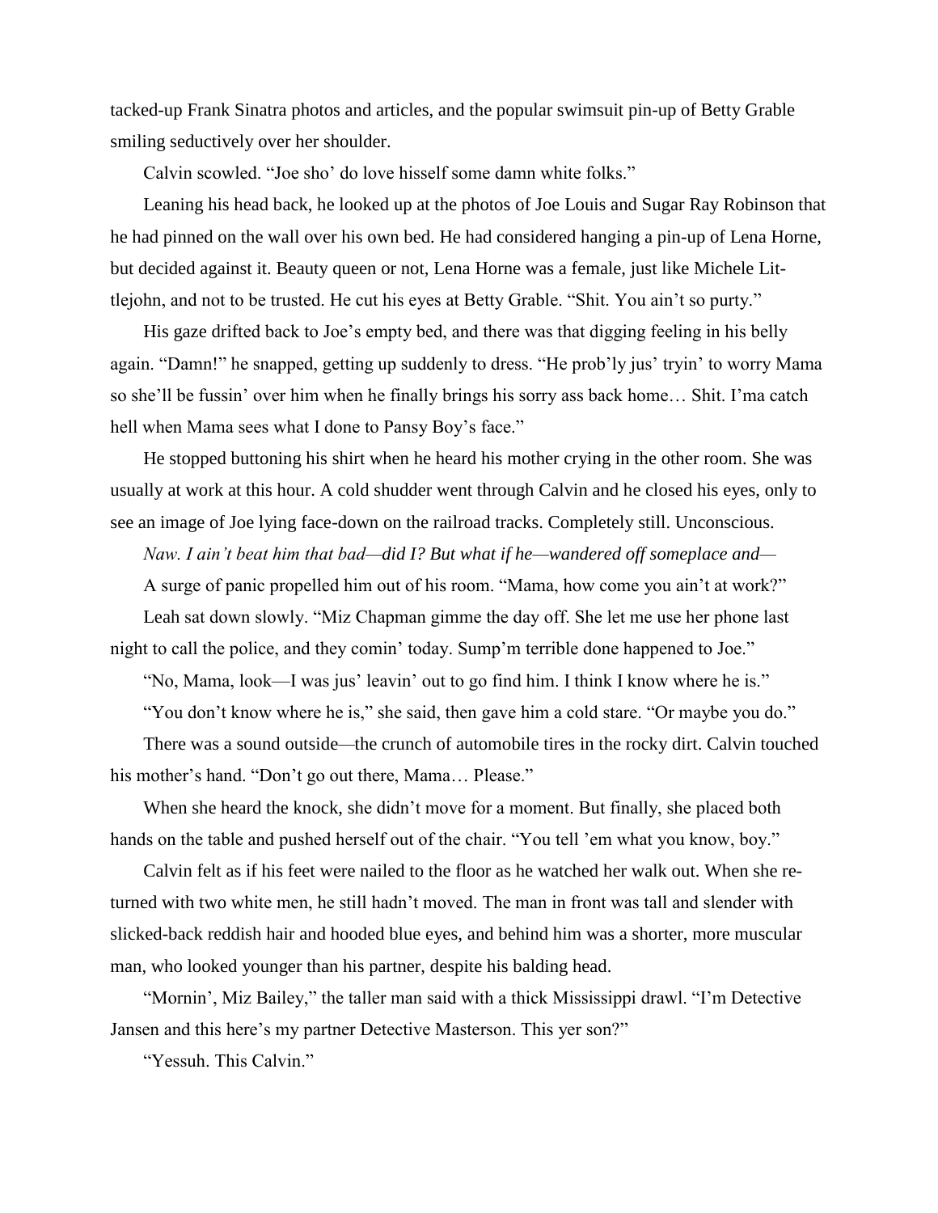tacked-up Frank Sinatra photos and articles, and the popular swimsuit pin-up of Betty Grable smiling seductively over her shoulder.

Calvin scowled. "Joe sho' do love hisself some damn white folks."

Leaning his head back, he looked up at the photos of Joe Louis and Sugar Ray Robinson that he had pinned on the wall over his own bed. He had considered hanging a pin-up of Lena Horne, but decided against it. Beauty queen or not, Lena Horne was a female, just like Michele Littlejohn, and not to be trusted. He cut his eyes at Betty Grable. "Shit. You ain't so purty."

His gaze drifted back to Joe's empty bed, and there was that digging feeling in his belly again. "Damn!" he snapped, getting up suddenly to dress. "He prob'ly jus' tryin' to worry Mama so she'll be fussin' over him when he finally brings his sorry ass back home… Shit. I'ma catch hell when Mama sees what I done to Pansy Boy's face."

He stopped buttoning his shirt when he heard his mother crying in the other room. She was usually at work at this hour. A cold shudder went through Calvin and he closed his eyes, only to see an image of Joe lying face-down on the railroad tracks. Completely still. Unconscious.

*Naw. I ain't beat him that bad—did I? But what if he—wandered off someplace and—*

A surge of panic propelled him out of his room. "Mama, how come you ain't at work?"

Leah sat down slowly. "Miz Chapman gimme the day off. She let me use her phone last night to call the police, and they comin' today. Sump'm terrible done happened to Joe."

"No, Mama, look—I was jus' leavin' out to go find him. I think I know where he is."

"You don't know where he is," she said, then gave him a cold stare. "Or maybe you do."

There was a sound outside—the crunch of automobile tires in the rocky dirt. Calvin touched his mother's hand. "Don't go out there, Mama… Please."

When she heard the knock, she didn't move for a moment. But finally, she placed both hands on the table and pushed herself out of the chair. "You tell 'em what you know, boy."

Calvin felt as if his feet were nailed to the floor as he watched her walk out. When she returned with two white men, he still hadn't moved. The man in front was tall and slender with slicked-back reddish hair and hooded blue eyes, and behind him was a shorter, more muscular man, who looked younger than his partner, despite his balding head.

"Mornin', Miz Bailey," the taller man said with a thick Mississippi drawl. "I'm Detective Jansen and this here's my partner Detective Masterson. This yer son?"

"Yessuh. This Calvin."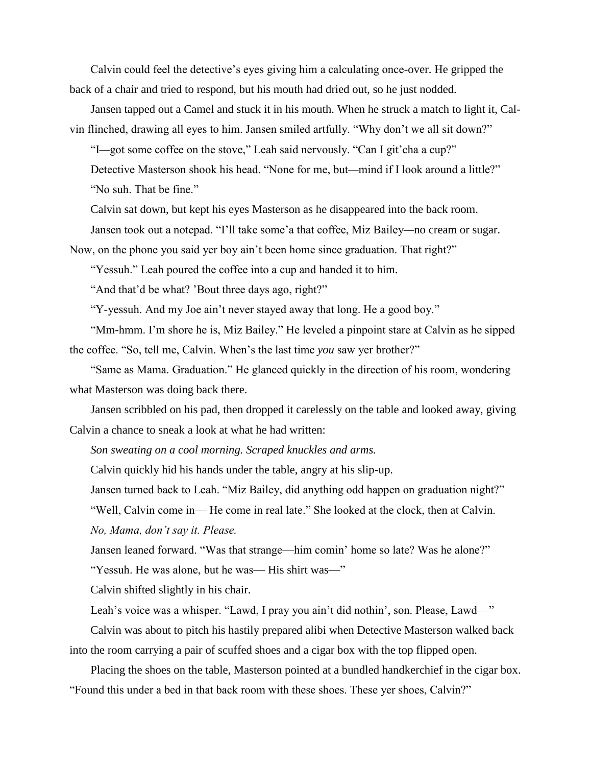Calvin could feel the detective's eyes giving him a calculating once-over. He gripped the back of a chair and tried to respond, but his mouth had dried out, so he just nodded.

Jansen tapped out a Camel and stuck it in his mouth. When he struck a match to light it, Calvin flinched, drawing all eyes to him. Jansen smiled artfully. "Why don't we all sit down?"

"I—got some coffee on the stove," Leah said nervously. "Can I git'cha a cup?"

Detective Masterson shook his head. "None for me, but—mind if I look around a little?"

"No suh. That be fine."

Calvin sat down, but kept his eyes Masterson as he disappeared into the back room.

Jansen took out a notepad. "I'll take some'a that coffee, Miz Bailey—no cream or sugar. Now, on the phone you said yer boy ain't been home since graduation. That right?"

"Yessuh." Leah poured the coffee into a cup and handed it to him.

"And that'd be what? 'Bout three days ago, right?"

"Y-yessuh. And my Joe ain't never stayed away that long. He a good boy."

"Mm-hmm. I'm shore he is, Miz Bailey." He leveled a pinpoint stare at Calvin as he sipped the coffee. "So, tell me, Calvin. When's the last time *you* saw yer brother?"

"Same as Mama. Graduation." He glanced quickly in the direction of his room, wondering what Masterson was doing back there.

Jansen scribbled on his pad, then dropped it carelessly on the table and looked away, giving Calvin a chance to sneak a look at what he had written:

*Son sweating on a cool morning. Scraped knuckles and arms.*

Calvin quickly hid his hands under the table, angry at his slip-up.

Jansen turned back to Leah. "Miz Bailey, did anything odd happen on graduation night?"

"Well, Calvin come in— He come in real late." She looked at the clock, then at Calvin.

*No, Mama, don't say it. Please.*

Jansen leaned forward. "Was that strange—him comin' home so late? Was he alone?"

"Yessuh. He was alone, but he was— His shirt was—"

Calvin shifted slightly in his chair.

Leah's voice was a whisper. "Lawd, I pray you ain't did nothin', son. Please, Lawd—"

Calvin was about to pitch his hastily prepared alibi when Detective Masterson walked back into the room carrying a pair of scuffed shoes and a cigar box with the top flipped open.

Placing the shoes on the table, Masterson pointed at a bundled handkerchief in the cigar box. "Found this under a bed in that back room with these shoes. These yer shoes, Calvin?"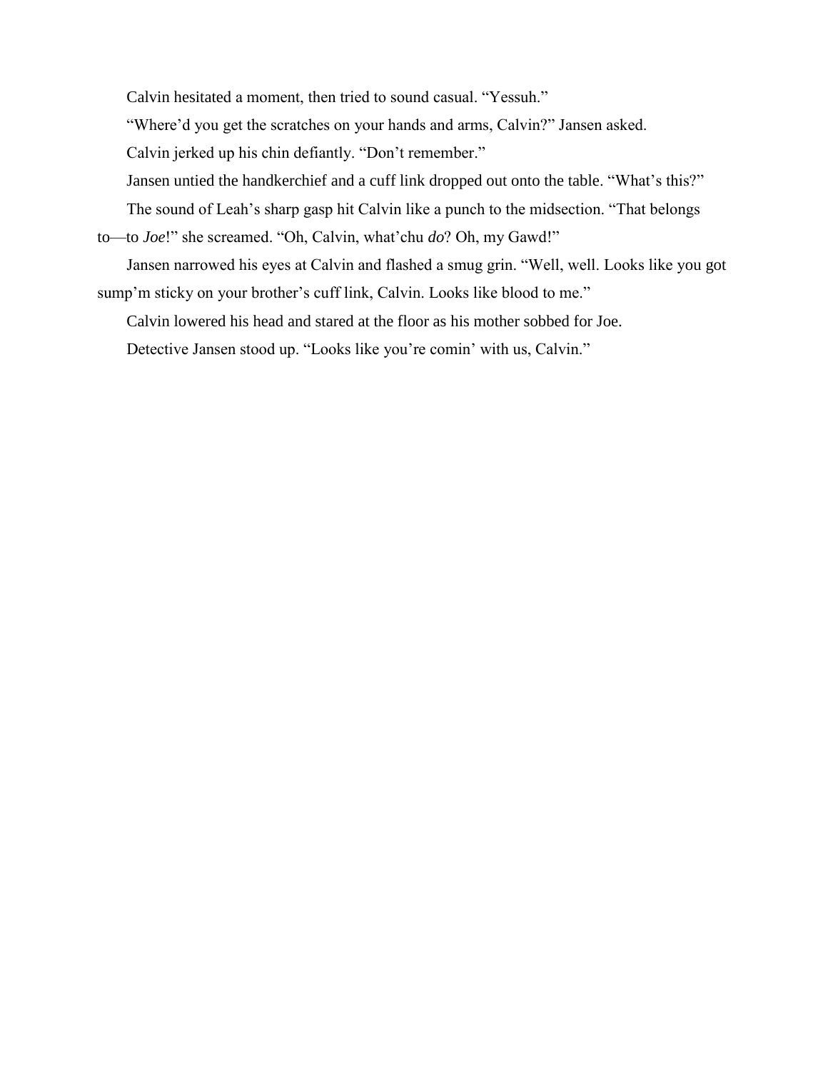Calvin hesitated a moment, then tried to sound casual. “Yessuh.”

“Where’d you get the scratches on your hands and arms, Calvin?” Jansen asked.

Calvin jerked up his chin defiantly. “Don’t remember.”

Jansen untied the handkerchief and a cuff link dropped out onto the table. “What’s this?”

The sound of Leah’s sharp gasp hit Calvin like a punch to the midsection. “That belongs to—to *Joe*!” she screamed. “Oh, Calvin, what’chu *do*? Oh, my Gawd!”

Jansen narrowed his eyes at Calvin and flashed a smug grin. “Well, well. Looks like you got sump’m sticky on your brother’s cuff link, Calvin. Looks like blood to me.”

Calvin lowered his head and stared at the floor as his mother sobbed for Joe.

Detective Jansen stood up. “Looks like you’re comin’ with us, Calvin.”